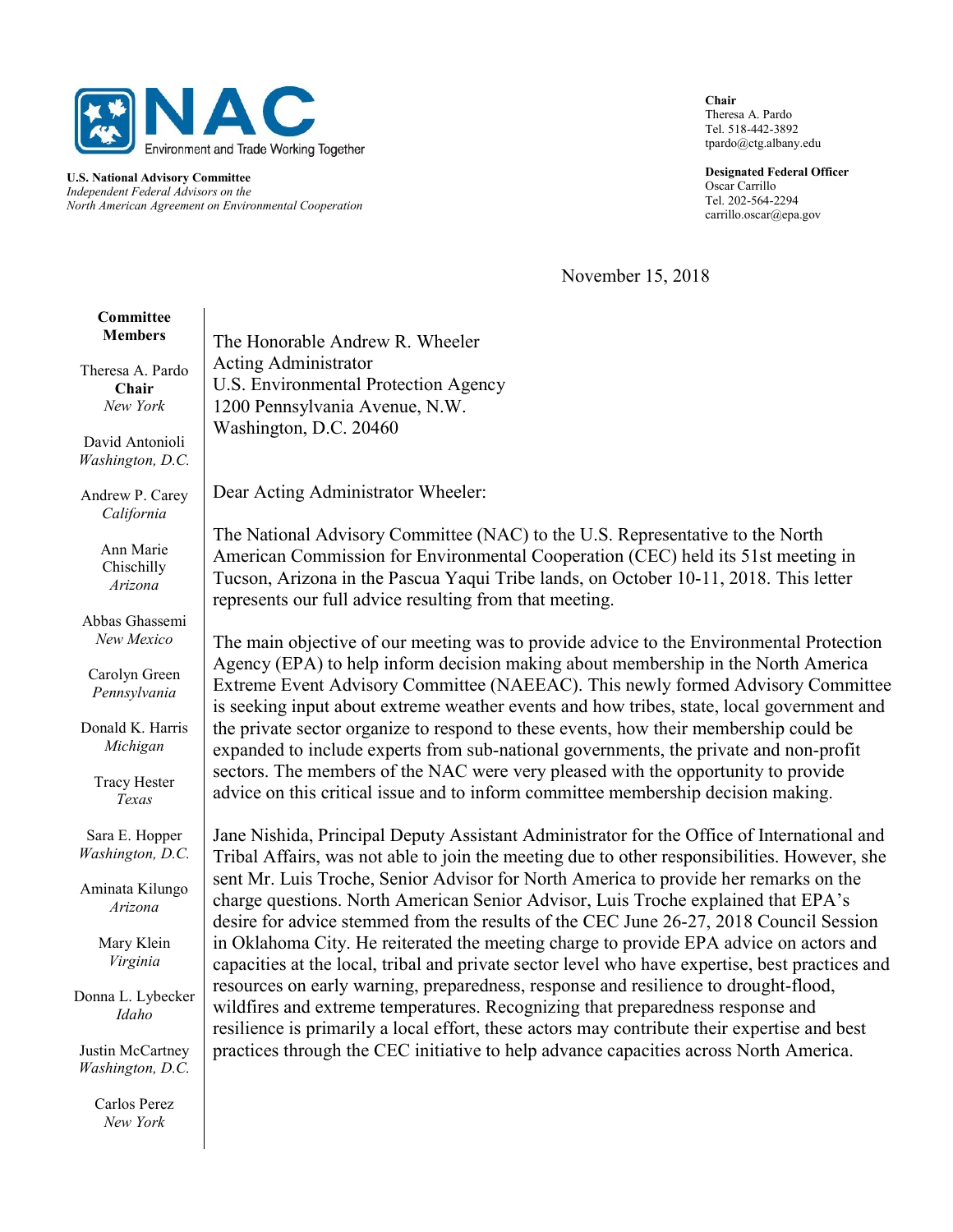**NAC**
Environment and Trade Working Together

**U.S. National Advisory Committee**
*Independent Federal Advisors on the*
*North American Agreement on Environmental Cooperation*

**Chair**
Theresa A. Pardo
Tel. 518-442-3892
tpardo@ctg.albany.edu

**Designated Federal Officer**
Oscar Carrillo
Tel. 202-564-2294
carrillo.oscar@epa.gov

**Committee Members**

Theresa A. Pardo, **Chair**, *New York*
David Antonioli, *Washington, D.C.*
Andrew P. Carey, *California*
Ann Marie Chischilly, *Arizona*
Abbas Ghassemi, *New Mexico*
Carolyn Green, *Pennsylvania*
Donald K. Harris, *Michigan*
Tracy Hester, *Texas*
Sara E. Hopper, *Washington, D.C.*
Aminata Kilungo, *Arizona*
Mary Klein, *Virginia*
Donna L. Lybecker, *Idaho*
Justin McCartney, *Washington, D.C.*
Carlos Perez, *New York*

November 15, 2018

The Honorable Andrew R. Wheeler
Acting Administrator
U.S. Environmental Protection Agency
1200 Pennsylvania Avenue, N.W.
Washington, D.C. 20460

Dear Acting Administrator Wheeler:

The National Advisory Committee (NAC) to the U.S. Representative to the North American Commission for Environmental Cooperation (CEC) held its 51st meeting in Tucson, Arizona in the Pascua Yaqui Tribe lands, on October 10-11, 2018. This letter represents our full advice resulting from that meeting.

The main objective of our meeting was to provide advice to the Environmental Protection Agency (EPA) to help inform decision making about membership in the North America Extreme Event Advisory Committee (NAEEAC). This newly formed Advisory Committee is seeking input about extreme weather events and how tribes, state, local government and the private sector organize to respond to these events, how their membership could be expanded to include experts from sub-national governments, the private and non-profit sectors. The members of the NAC were very pleased with the opportunity to provide advice on this critical issue and to inform committee membership decision making.

Jane Nishida, Principal Deputy Assistant Administrator for the Office of International and Tribal Affairs, was not able to join the meeting due to other responsibilities. However, she sent Mr. Luis Troche, Senior Advisor for North America to provide her remarks on the charge questions. North American Senior Advisor, Luis Troche explained that EPA's desire for advice stemmed from the results of the CEC June 26-27, 2018 Council Session in Oklahoma City. He reiterated the meeting charge to provide EPA advice on actors and capacities at the local, tribal and private sector level who have expertise, best practices and resources on early warning, preparedness, response and resilience to drought-flood, wildfires and extreme temperatures. Recognizing that preparedness response and resilience is primarily a local effort, these actors may contribute their expertise and best practices through the CEC initiative to help advance capacities across North America.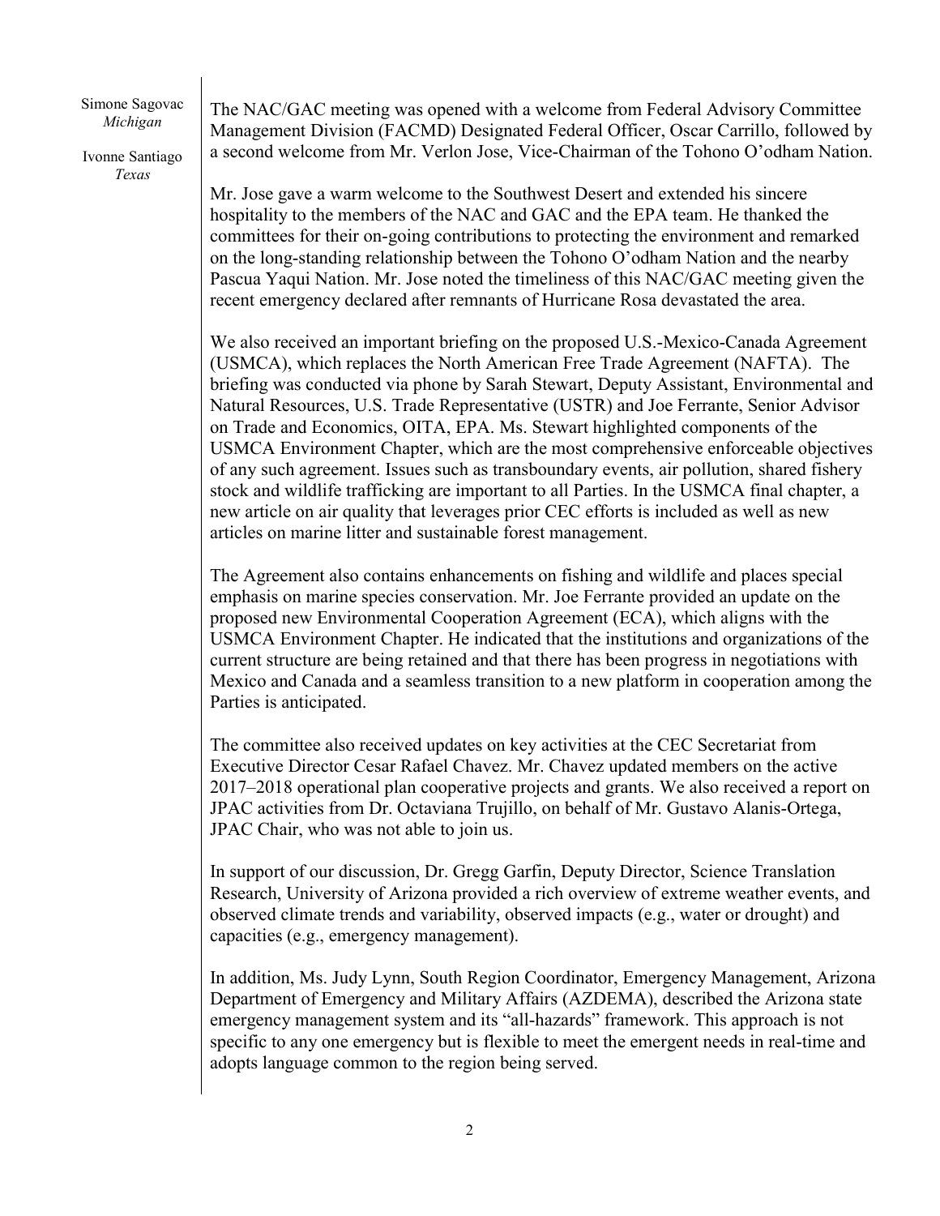Simone Sagovac
*Michigan*

Ivonne Santiago
*Texas*

The NAC/GAC meeting was opened with a welcome from Federal Advisory Committee Management Division (FACMD) Designated Federal Officer, Oscar Carrillo, followed by a second welcome from Mr. Verlon Jose, Vice-Chairman of the Tohono O'odham Nation.

Mr. Jose gave a warm welcome to the Southwest Desert and extended his sincere hospitality to the members of the NAC and GAC and the EPA team. He thanked the committees for their on-going contributions to protecting the environment and remarked on the long-standing relationship between the Tohono O'odham Nation and the nearby Pascua Yaqui Nation. Mr. Jose noted the timeliness of this NAC/GAC meeting given the recent emergency declared after remnants of Hurricane Rosa devastated the area.

We also received an important briefing on the proposed U.S.-Mexico-Canada Agreement (USMCA), which replaces the North American Free Trade Agreement (NAFTA). The briefing was conducted via phone by Sarah Stewart, Deputy Assistant, Environmental and Natural Resources, U.S. Trade Representative (USTR) and Joe Ferrante, Senior Advisor on Trade and Economics, OITA, EPA. Ms. Stewart highlighted components of the USMCA Environment Chapter, which are the most comprehensive enforceable objectives of any such agreement. Issues such as transboundary events, air pollution, shared fishery stock and wildlife trafficking are important to all Parties. In the USMCA final chapter, a new article on air quality that leverages prior CEC efforts is included as well as new articles on marine litter and sustainable forest management.

The Agreement also contains enhancements on fishing and wildlife and places special emphasis on marine species conservation. Mr. Joe Ferrante provided an update on the proposed new Environmental Cooperation Agreement (ECA), which aligns with the USMCA Environment Chapter. He indicated that the institutions and organizations of the current structure are being retained and that there has been progress in negotiations with Mexico and Canada and a seamless transition to a new platform in cooperation among the Parties is anticipated.

The committee also received updates on key activities at the CEC Secretariat from Executive Director Cesar Rafael Chavez. Mr. Chavez updated members on the active 2017–2018 operational plan cooperative projects and grants. We also received a report on JPAC activities from Dr. Octaviana Trujillo, on behalf of Mr. Gustavo Alanis-Ortega, JPAC Chair, who was not able to join us.

In support of our discussion, Dr. Gregg Garfin, Deputy Director, Science Translation Research, University of Arizona provided a rich overview of extreme weather events, and observed climate trends and variability, observed impacts (e.g., water or drought) and capacities (e.g., emergency management).

In addition, Ms. Judy Lynn, South Region Coordinator, Emergency Management, Arizona Department of Emergency and Military Affairs (AZDEMA), described the Arizona state emergency management system and its "all-hazards" framework. This approach is not specific to any one emergency but is flexible to meet the emergent needs in real-time and adopts language common to the region being served.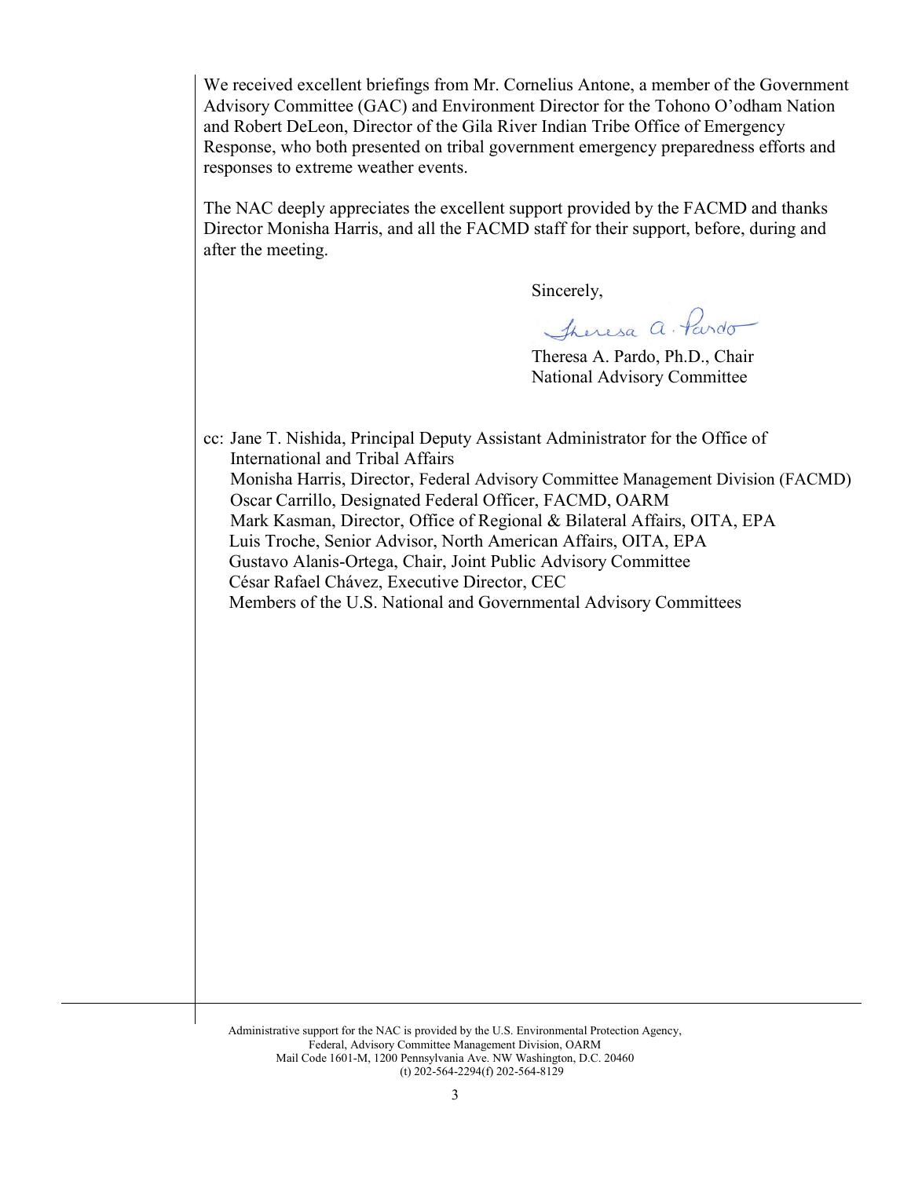We received excellent briefings from Mr. Cornelius Antone, a member of the Government Advisory Committee (GAC) and Environment Director for the Tohono O'odham Nation and Robert DeLeon, Director of the Gila River Indian Tribe Office of Emergency Response, who both presented on tribal government emergency preparedness efforts and responses to extreme weather events.

The NAC deeply appreciates the excellent support provided by the FACMD and thanks Director Monisha Harris, and all the FACMD staff for their support, before, during and after the meeting.

Sincerely,

Theresa A. Pardo, Ph.D., Chair
National Advisory Committee

cc: Jane T. Nishida, Principal Deputy Assistant Administrator for the Office of International and Tribal Affairs
Monisha Harris, Director, Federal Advisory Committee Management Division (FACMD)
Oscar Carrillo, Designated Federal Officer, FACMD, OARM
Mark Kasman, Director, Office of Regional & Bilateral Affairs, OITA, EPA
Luis Troche, Senior Advisor, North American Affairs, OITA, EPA
Gustavo Alanis-Ortega, Chair, Joint Public Advisory Committee
César Rafael Chávez, Executive Director, CEC
Members of the U.S. National and Governmental Advisory Committees

Administrative support for the NAC is provided by the U.S. Environmental Protection Agency, Federal, Advisory Committee Management Division, OARM
Mail Code 1601-M, 1200 Pennsylvania Ave. NW Washington, D.C. 20460
(t) 202-564-2294(f) 202-564-8129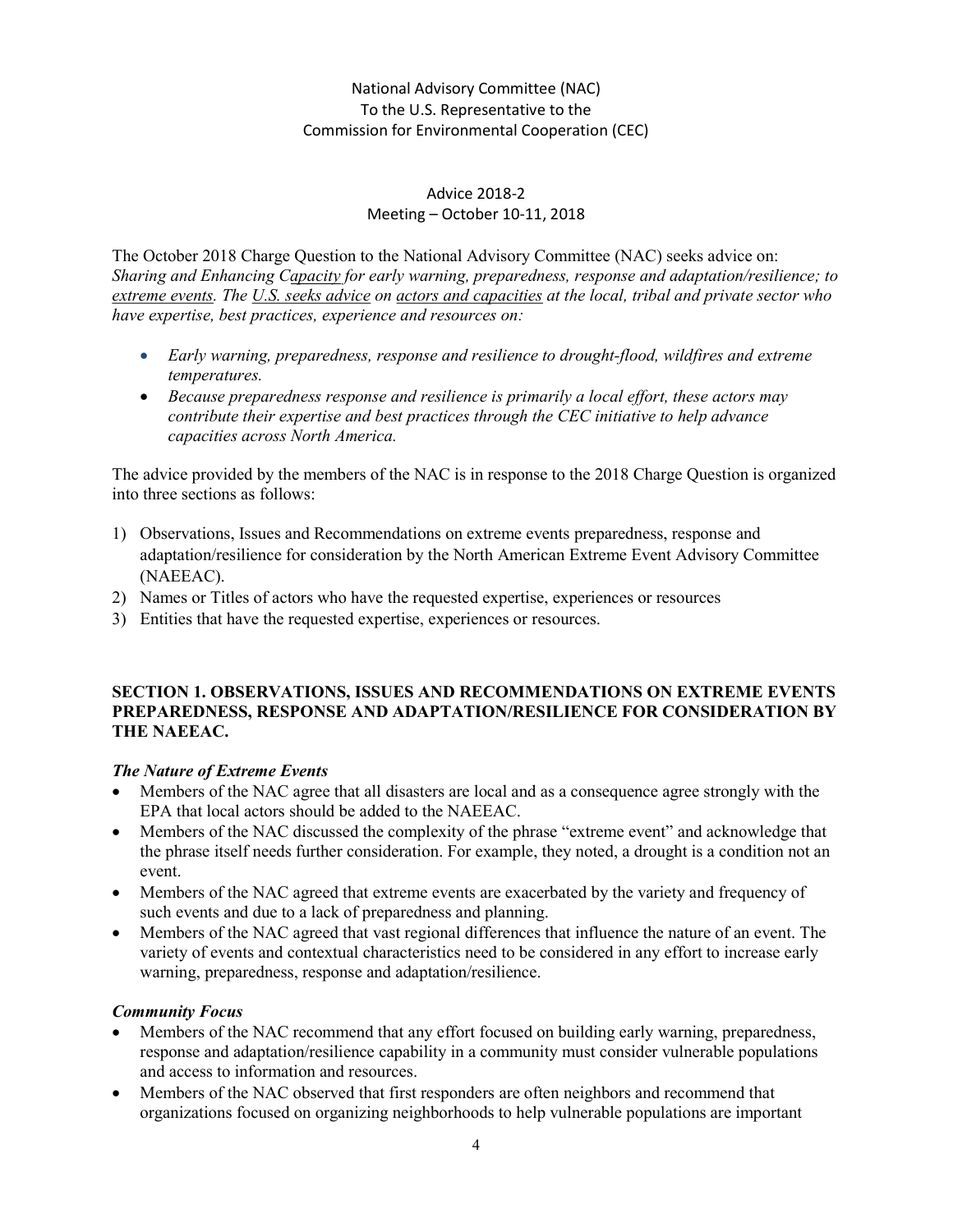National Advisory Committee (NAC)
To the U.S. Representative to the
Commission for Environmental Cooperation (CEC)

Advice 2018-2
Meeting – October 10-11, 2018

The October 2018 Charge Question to the National Advisory Committee (NAC) seeks advice on: *Sharing and Enhancing Capacity for early warning, preparedness, response and adaptation/resilience; to extreme events. The U.S. seeks advice on actors and capacities at the local, tribal and private sector who have expertise, best practices, experience and resources on:*

- *Early warning, preparedness, response and resilience to drought-flood, wildfires and extreme temperatures.*
- *Because preparedness response and resilience is primarily a local effort, these actors may contribute their expertise and best practices through the CEC initiative to help advance capacities across North America.*

The advice provided by the members of the NAC is in response to the 2018 Charge Question is organized into three sections as follows:

1) Observations, Issues and Recommendations on extreme events preparedness, response and adaptation/resilience for consideration by the North American Extreme Event Advisory Committee (NAEEAC).
2) Names or Titles of actors who have the requested expertise, experiences or resources
3) Entities that have the requested expertise, experiences or resources.

## SECTION 1. OBSERVATIONS, ISSUES AND RECOMMENDATIONS ON EXTREME EVENTS PREPAREDNESS, RESPONSE AND ADAPTATION/RESILIENCE FOR CONSIDERATION BY THE NAEEAC.

### *The Nature of Extreme Events*

- Members of the NAC agree that all disasters are local and as a consequence agree strongly with the EPA that local actors should be added to the NAEEAC.
- Members of the NAC discussed the complexity of the phrase "extreme event" and acknowledge that the phrase itself needs further consideration. For example, they noted, a drought is a condition not an event.
- Members of the NAC agreed that extreme events are exacerbated by the variety and frequency of such events and due to a lack of preparedness and planning.
- Members of the NAC agreed that vast regional differences that influence the nature of an event. The variety of events and contextual characteristics need to be considered in any effort to increase early warning, preparedness, response and adaptation/resilience.

### *Community Focus*

- Members of the NAC recommend that any effort focused on building early warning, preparedness, response and adaptation/resilience capability in a community must consider vulnerable populations and access to information and resources.
- Members of the NAC observed that first responders are often neighbors and recommend that organizations focused on organizing neighborhoods to help vulnerable populations are important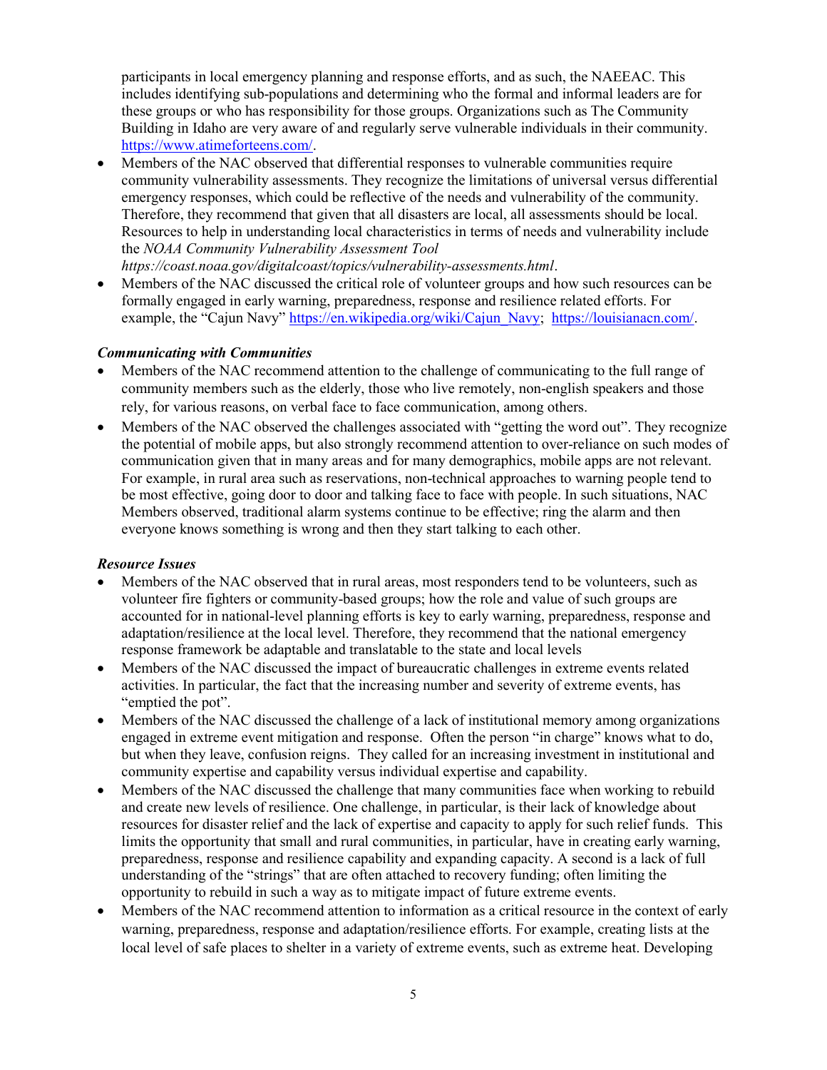participants in local emergency planning and response efforts, and as such, the NAEEAC. This includes identifying sub-populations and determining who the formal and informal leaders are for these groups or who has responsibility for those groups. Organizations such as The Community Building in Idaho are very aware of and regularly serve vulnerable individuals in their community. https://www.atimeforteens.com/.

- Members of the NAC observed that differential responses to vulnerable communities require community vulnerability assessments. They recognize the limitations of universal versus differential emergency responses, which could be reflective of the needs and vulnerability of the community. Therefore, they recommend that given that all disasters are local, all assessments should be local. Resources to help in understanding local characteristics in terms of needs and vulnerability include the *NOAA Community Vulnerability Assessment Tool https://coast.noaa.gov/digitalcoast/topics/vulnerability-assessments.html*.
- Members of the NAC discussed the critical role of volunteer groups and how such resources can be formally engaged in early warning, preparedness, response and resilience related efforts. For example, the "Cajun Navy" https://en.wikipedia.org/wiki/Cajun_Navy; https://louisianacn.com/.

***Communicating with Communities***

- Members of the NAC recommend attention to the challenge of communicating to the full range of community members such as the elderly, those who live remotely, non-english speakers and those rely, for various reasons, on verbal face to face communication, among others.
- Members of the NAC observed the challenges associated with "getting the word out". They recognize the potential of mobile apps, but also strongly recommend attention to over-reliance on such modes of communication given that in many areas and for many demographics, mobile apps are not relevant. For example, in rural area such as reservations, non-technical approaches to warning people tend to be most effective, going door to door and talking face to face with people. In such situations, NAC Members observed, traditional alarm systems continue to be effective; ring the alarm and then everyone knows something is wrong and then they start talking to each other.

***Resource Issues***

- Members of the NAC observed that in rural areas, most responders tend to be volunteers, such as volunteer fire fighters or community-based groups; how the role and value of such groups are accounted for in national-level planning efforts is key to early warning, preparedness, response and adaptation/resilience at the local level. Therefore, they recommend that the national emergency response framework be adaptable and translatable to the state and local levels
- Members of the NAC discussed the impact of bureaucratic challenges in extreme events related activities. In particular, the fact that the increasing number and severity of extreme events, has "emptied the pot".
- Members of the NAC discussed the challenge of a lack of institutional memory among organizations engaged in extreme event mitigation and response. Often the person "in charge" knows what to do, but when they leave, confusion reigns. They called for an increasing investment in institutional and community expertise and capability versus individual expertise and capability.
- Members of the NAC discussed the challenge that many communities face when working to rebuild and create new levels of resilience. One challenge, in particular, is their lack of knowledge about resources for disaster relief and the lack of expertise and capacity to apply for such relief funds. This limits the opportunity that small and rural communities, in particular, have in creating early warning, preparedness, response and resilience capability and expanding capacity. A second is a lack of full understanding of the "strings" that are often attached to recovery funding; often limiting the opportunity to rebuild in such a way as to mitigate impact of future extreme events.
- Members of the NAC recommend attention to information as a critical resource in the context of early warning, preparedness, response and adaptation/resilience efforts. For example, creating lists at the local level of safe places to shelter in a variety of extreme events, such as extreme heat. Developing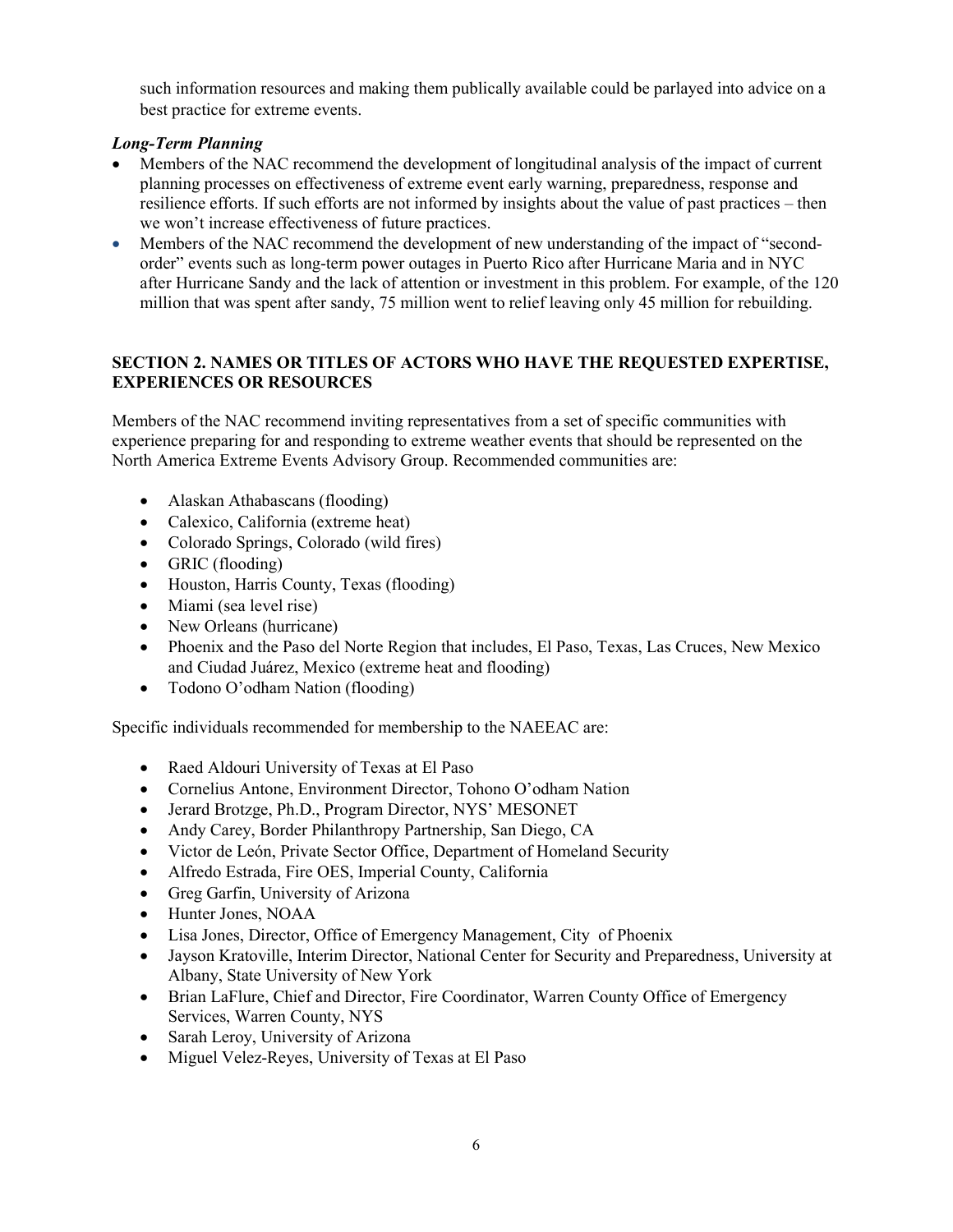such information resources and making them publically available could be parlayed into advice on a best practice for extreme events.

***Long-Term Planning***

- Members of the NAC recommend the development of longitudinal analysis of the impact of current planning processes on effectiveness of extreme event early warning, preparedness, response and resilience efforts. If such efforts are not informed by insights about the value of past practices – then we won't increase effectiveness of future practices.
- Members of the NAC recommend the development of new understanding of the impact of "second-order" events such as long-term power outages in Puerto Rico after Hurricane Maria and in NYC after Hurricane Sandy and the lack of attention or investment in this problem. For example, of the 120 million that was spent after sandy, 75 million went to relief leaving only 45 million for rebuilding.

## SECTION 2. NAMES OR TITLES OF ACTORS WHO HAVE THE REQUESTED EXPERTISE, EXPERIENCES OR RESOURCES

Members of the NAC recommend inviting representatives from a set of specific communities with experience preparing for and responding to extreme weather events that should be represented on the North America Extreme Events Advisory Group. Recommended communities are:

- Alaskan Athabascans (flooding)
- Calexico, California (extreme heat)
- Colorado Springs, Colorado (wild fires)
- GRIC (flooding)
- Houston, Harris County, Texas (flooding)
- Miami (sea level rise)
- New Orleans (hurricane)
- Phoenix and the Paso del Norte Region that includes, El Paso, Texas, Las Cruces, New Mexico and Ciudad Juárez, Mexico (extreme heat and flooding)
- Todono O'odham Nation (flooding)

Specific individuals recommended for membership to the NAEEAC are:

- Raed Aldouri University of Texas at El Paso
- Cornelius Antone, Environment Director, Tohono O'odham Nation
- Jerard Brotzge, Ph.D., Program Director, NYS' MESONET
- Andy Carey, Border Philanthropy Partnership, San Diego, CA
- Victor de León, Private Sector Office, Department of Homeland Security
- Alfredo Estrada, Fire OES, Imperial County, California
- Greg Garfin, University of Arizona
- Hunter Jones, NOAA
- Lisa Jones, Director, Office of Emergency Management, City of Phoenix
- Jayson Kratoville, Interim Director, National Center for Security and Preparedness, University at Albany, State University of New York
- Brian LaFlure, Chief and Director, Fire Coordinator, Warren County Office of Emergency Services, Warren County, NYS
- Sarah Leroy, University of Arizona
- Miguel Velez-Reyes, University of Texas at El Paso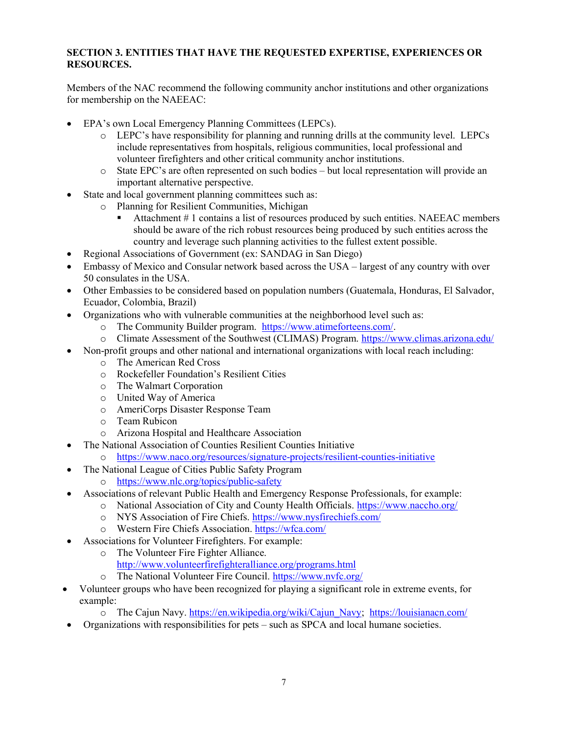**SECTION 3. ENTITIES THAT HAVE THE REQUESTED EXPERTISE, EXPERIENCES OR RESOURCES.**

Members of the NAC recommend the following community anchor institutions and other organizations for membership on the NAEEAC:

- EPA's own Local Emergency Planning Committees (LEPCs).
  - LEPC's have responsibility for planning and running drills at the community level. LEPCs include representatives from hospitals, religious communities, local professional and volunteer firefighters and other critical community anchor institutions.
  - State EPC's are often represented on such bodies – but local representation will provide an important alternative perspective.
- State and local government planning committees such as:
  - Planning for Resilient Communities, Michigan
    - Attachment # 1 contains a list of resources produced by such entities. NAEEAC members should be aware of the rich robust resources being produced by such entities across the country and leverage such planning activities to the fullest extent possible.
- Regional Associations of Government (ex: SANDAG in San Diego)
- Embassy of Mexico and Consular network based across the USA – largest of any country with over 50 consulates in the USA.
- Other Embassies to be considered based on population numbers (Guatemala, Honduras, El Salvador, Ecuador, Colombia, Brazil)
- Organizations who with vulnerable communities at the neighborhood level such as:
  - The Community Builder program. https://www.atimeforteens.com/.
  - Climate Assessment of the Southwest (CLIMAS) Program. https://www.climas.arizona.edu/
- Non-profit groups and other national and international organizations with local reach including:
  - The American Red Cross
  - Rockefeller Foundation's Resilient Cities
  - The Walmart Corporation
  - United Way of America
  - AmeriCorps Disaster Response Team
  - Team Rubicon
  - Arizona Hospital and Healthcare Association
- The National Association of Counties Resilient Counties Initiative
  - https://www.naco.org/resources/signature-projects/resilient-counties-initiative
- The National League of Cities Public Safety Program
  - https://www.nlc.org/topics/public-safety
- Associations of relevant Public Health and Emergency Response Professionals, for example:
  - National Association of City and County Health Officials. https://www.naccho.org/
  - NYS Association of Fire Chiefs. https://www.nysfirechiefs.com/
  - Western Fire Chiefs Association. https://wfca.com/
- Associations for Volunteer Firefighters. For example:
  - The Volunteer Fire Fighter Alliance. http://www.volunteerfirefighteralliance.org/programs.html
  - The National Volunteer Fire Council. https://www.nvfc.org/
- Volunteer groups who have been recognized for playing a significant role in extreme events, for example:
  - The Cajun Navy. https://en.wikipedia.org/wiki/Cajun_Navy; https://louisianacn.com/
- Organizations with responsibilities for pets – such as SPCA and local humane societies.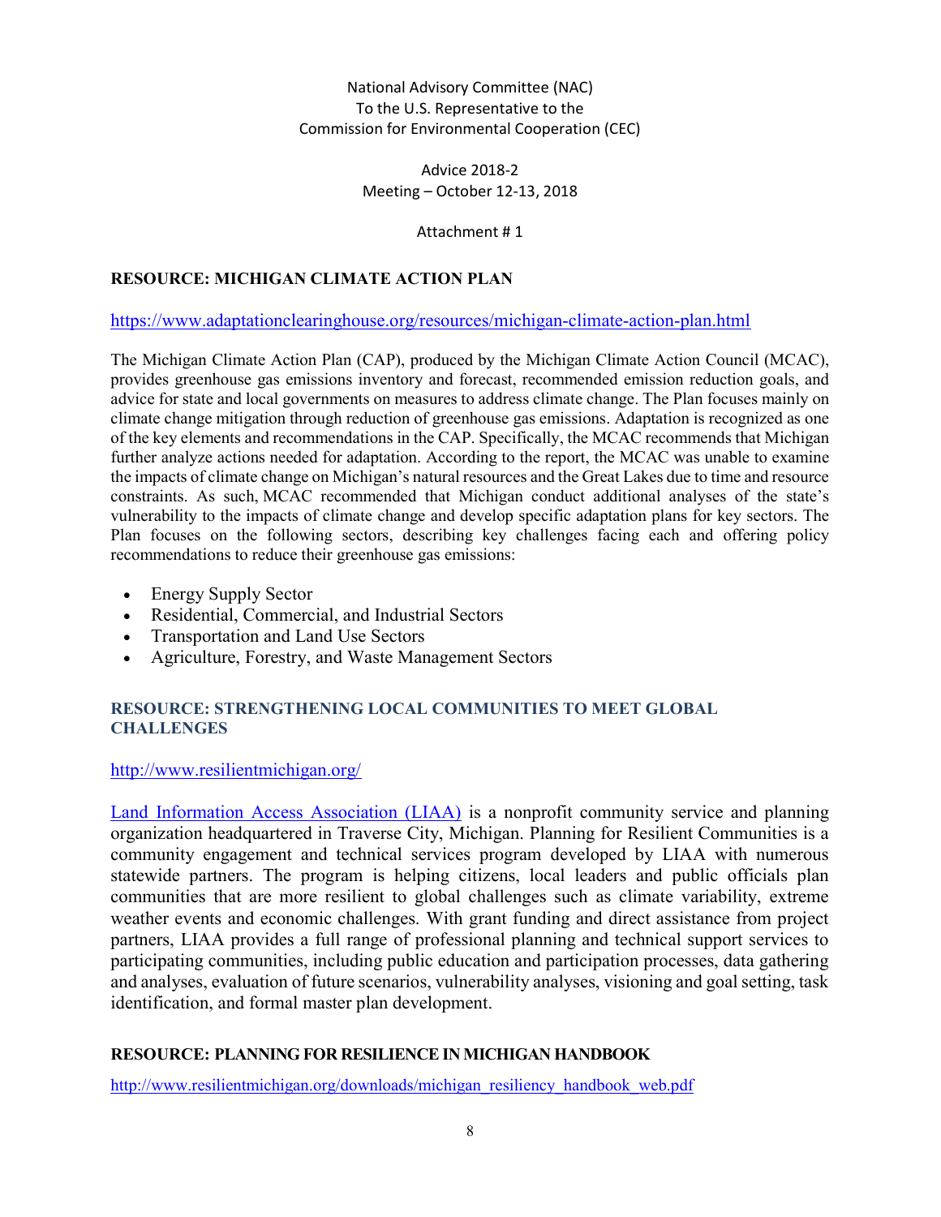National Advisory Committee (NAC)
To the U.S. Representative to the
Commission for Environmental Cooperation (CEC)

Advice 2018-2
Meeting – October 12-13, 2018

Attachment # 1

## RESOURCE: MICHIGAN CLIMATE ACTION PLAN

https://www.adaptationclearinghouse.org/resources/michigan-climate-action-plan.html

The Michigan Climate Action Plan (CAP), produced by the Michigan Climate Action Council (MCAC), provides greenhouse gas emissions inventory and forecast, recommended emission reduction goals, and advice for state and local governments on measures to address climate change. The Plan focuses mainly on climate change mitigation through reduction of greenhouse gas emissions. Adaptation is recognized as one of the key elements and recommendations in the CAP. Specifically, the MCAC recommends that Michigan further analyze actions needed for adaptation. According to the report, the MCAC was unable to examine the impacts of climate change on Michigan's natural resources and the Great Lakes due to time and resource constraints. As such, MCAC recommended that Michigan conduct additional analyses of the state's vulnerability to the impacts of climate change and develop specific adaptation plans for key sectors. The Plan focuses on the following sectors, describing key challenges facing each and offering policy recommendations to reduce their greenhouse gas emissions:

- Energy Supply Sector
- Residential, Commercial, and Industrial Sectors
- Transportation and Land Use Sectors
- Agriculture, Forestry, and Waste Management Sectors

## RESOURCE: STRENGTHENING LOCAL COMMUNITIES TO MEET GLOBAL CHALLENGES

http://www.resilientmichigan.org/

Land Information Access Association (LIAA) is a nonprofit community service and planning organization headquartered in Traverse City, Michigan. Planning for Resilient Communities is a community engagement and technical services program developed by LIAA with numerous statewide partners. The program is helping citizens, local leaders and public officials plan communities that are more resilient to global challenges such as climate variability, extreme weather events and economic challenges. With grant funding and direct assistance from project partners, LIAA provides a full range of professional planning and technical support services to participating communities, including public education and participation processes, data gathering and analyses, evaluation of future scenarios, vulnerability analyses, visioning and goal setting, task identification, and formal master plan development.

## RESOURCE: PLANNING FOR RESILIENCE IN MICHIGAN HANDBOOK

http://www.resilientmichigan.org/downloads/michigan_resiliency_handbook_web.pdf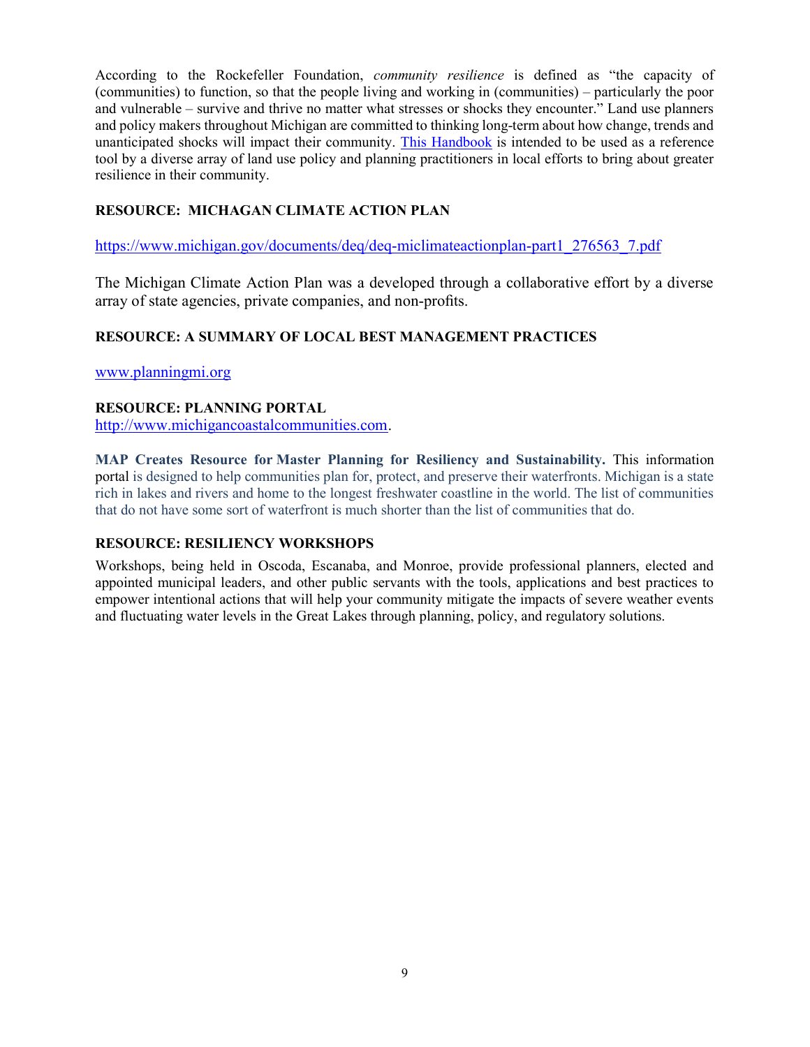According to the Rockefeller Foundation, *community resilience* is defined as "the capacity of (communities) to function, so that the people living and working in (communities) – particularly the poor and vulnerable – survive and thrive no matter what stresses or shocks they encounter." Land use planners and policy makers throughout Michigan are committed to thinking long-term about how change, trends and unanticipated shocks will impact their community. This Handbook is intended to be used as a reference tool by a diverse array of land use policy and planning practitioners in local efforts to bring about greater resilience in their community.

**RESOURCE: MICHAGAN CLIMATE ACTION PLAN**

https://www.michigan.gov/documents/deq/deq-miclimateactionplan-part1_276563_7.pdf

The Michigan Climate Action Plan was a developed through a collaborative effort by a diverse array of state agencies, private companies, and non-profits.

**RESOURCE: A SUMMARY OF LOCAL BEST MANAGEMENT PRACTICES**

www.planningmi.org

**RESOURCE: PLANNING PORTAL**

http://www.michigancoastalcommunities.com.

**MAP Creates Resource for Master Planning for Resiliency and Sustainability.** This information portal is designed to help communities plan for, protect, and preserve their waterfronts. Michigan is a state rich in lakes and rivers and home to the longest freshwater coastline in the world. The list of communities that do not have some sort of waterfront is much shorter than the list of communities that do.

**RESOURCE: RESILIENCY WORKSHOPS**

Workshops, being held in Oscoda, Escanaba, and Monroe, provide professional planners, elected and appointed municipal leaders, and other public servants with the tools, applications and best practices to empower intentional actions that will help your community mitigate the impacts of severe weather events and fluctuating water levels in the Great Lakes through planning, policy, and regulatory solutions.